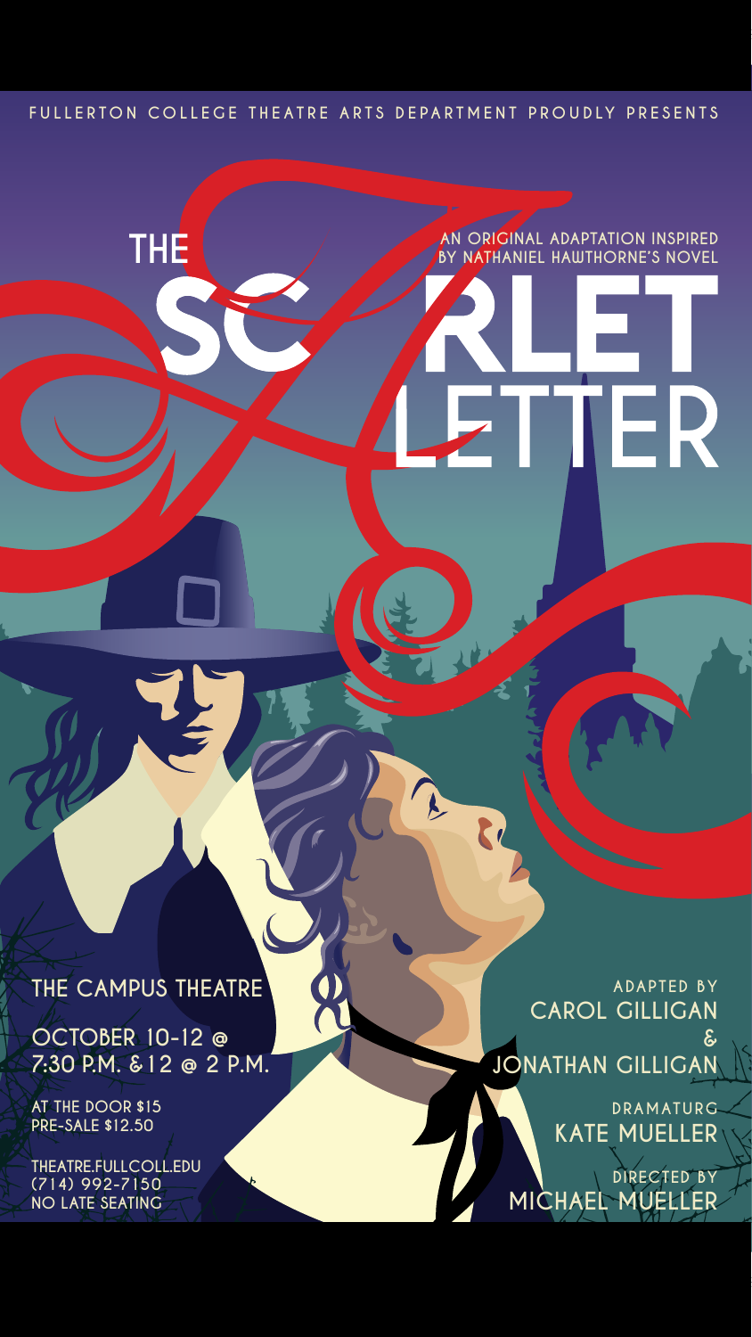FULLERTON COLLEGE THEATRE ARTS DEPARTMENT PROUDLY PRESENTS

# THE SCARLET LETTER

AN ORIGINAL ADAPTATION INSPIRED BY NATHANIEL HAWTHORNE'S NOVEL

THE CAMPUS THEATRE

OCTOBER 10-12 @ 7:30 P.M. & 12 @ 2 P.M.

AT THE DOOR $15
PRE-SALE $12.50

THEATRE.FULLCOLL.EDU
(714) 992-7150
NO LATE SEATING

ADAPTED BY
CAROL GILLIGAN
&
JONATHAN GILLIGAN

DRAMATURG
KATE MUELLER

DIRECTED BY
MICHAEL MUELLER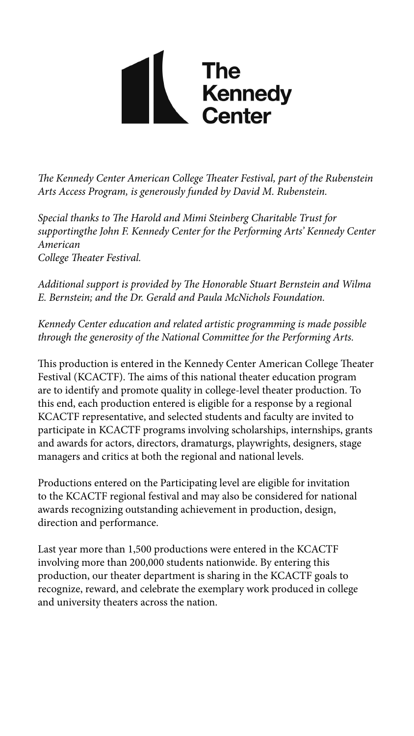**The Kennedy Center**

*The Kennedy Center American College Theater Festival, part of the Rubenstein Arts Access Program, is generously funded by David M. Rubenstein.*

*Special thanks to The Harold and Mimi Steinberg Charitable Trust for supportingthe John F. Kennedy Center for the Performing Arts' Kennedy Center American College Theater Festival.*

*Additional support is provided by The Honorable Stuart Bernstein and Wilma E. Bernstein; and the Dr. Gerald and Paula McNichols Foundation.*

*Kennedy Center education and related artistic programming is made possible through the generosity of the National Committee for the Performing Arts.*

This production is entered in the Kennedy Center American College Theater Festival (KCACTF). The aims of this national theater education program are to identify and promote quality in college-level theater production. To this end, each production entered is eligible for a response by a regional KCACTF representative, and selected students and faculty are invited to participate in KCACTF programs involving scholarships, internships, grants and awards for actors, directors, dramaturgs, playwrights, designers, stage managers and critics at both the regional and national levels.

Productions entered on the Participating level are eligible for invitation to the KCACTF regional festival and may also be considered for national awards recognizing outstanding achievement in production, design, direction and performance.

Last year more than 1,500 productions were entered in the KCACTF involving more than 200,000 students nationwide. By entering this production, our theater department is sharing in the KCACTF goals to recognize, reward, and celebrate the exemplary work produced in college and university theaters across the nation.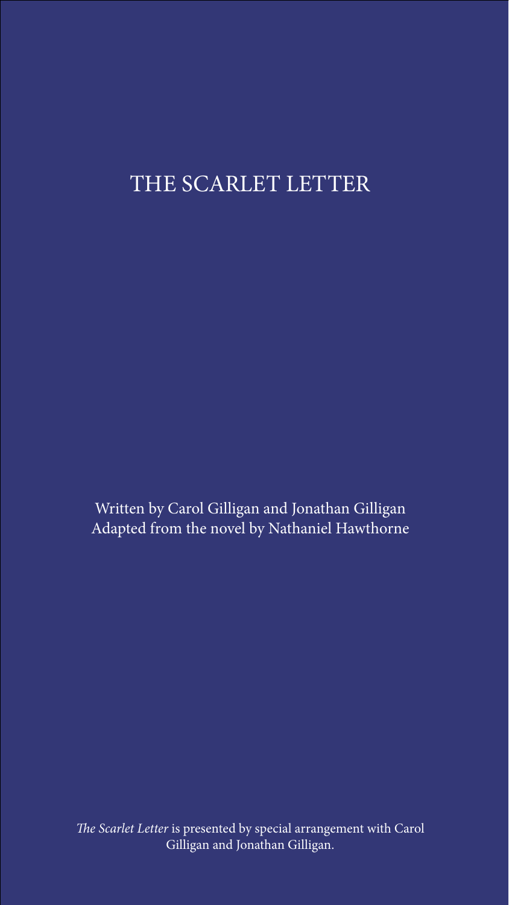# THE SCARLET LETTER

Written by Carol Gilligan and Jonathan Gilligan
Adapted from the novel by Nathaniel Hawthorne

*The Scarlet Letter* is presented by special arrangement with Carol Gilligan and Jonathan Gilligan.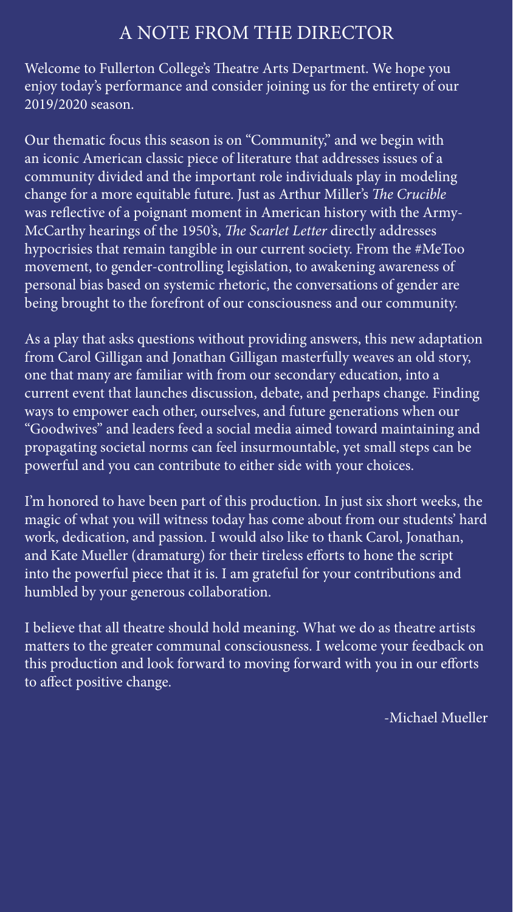# A NOTE FROM THE DIRECTOR

Welcome to Fullerton College's Theatre Arts Department. We hope you enjoy today's performance and consider joining us for the entirety of our 2019/2020 season.

Our thematic focus this season is on "Community," and we begin with an iconic American classic piece of literature that addresses issues of a community divided and the important role individuals play in modeling change for a more equitable future. Just as Arthur Miller's *The Crucible* was reflective of a poignant moment in American history with the Army-McCarthy hearings of the 1950's, *The Scarlet Letter* directly addresses hypocrisies that remain tangible in our current society. From the #MeToo movement, to gender-controlling legislation, to awakening awareness of personal bias based on systemic rhetoric, the conversations of gender are being brought to the forefront of our consciousness and our community.

As a play that asks questions without providing answers, this new adaptation from Carol Gilligan and Jonathan Gilligan masterfully weaves an old story, one that many are familiar with from our secondary education, into a current event that launches discussion, debate, and perhaps change. Finding ways to empower each other, ourselves, and future generations when our "Goodwives" and leaders feed a social media aimed toward maintaining and propagating societal norms can feel insurmountable, yet small steps can be powerful and you can contribute to either side with your choices.

I'm honored to have been part of this production. In just six short weeks, the magic of what you will witness today has come about from our students' hard work, dedication, and passion. I would also like to thank Carol, Jonathan, and Kate Mueller (dramaturg) for their tireless efforts to hone the script into the powerful piece that it is. I am grateful for your contributions and humbled by your generous collaboration.

I believe that all theatre should hold meaning. What we do as theatre artists matters to the greater communal consciousness. I welcome your feedback on this production and look forward to moving forward with you in our efforts to affect positive change.

-Michael Mueller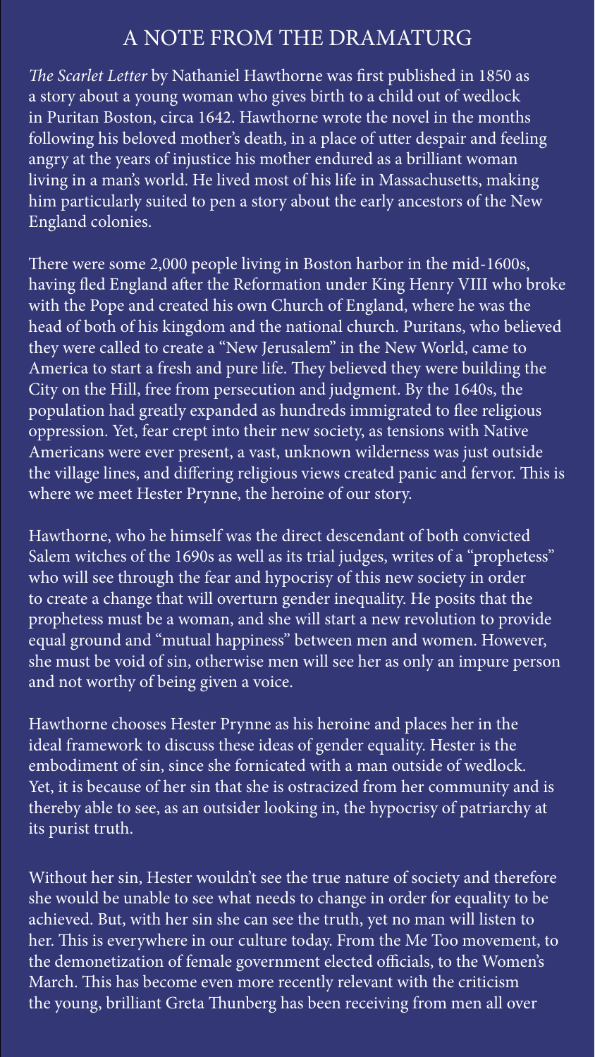# A NOTE FROM THE DRAMATURG

*The Scarlet Letter* by Nathaniel Hawthorne was first published in 1850 as a story about a young woman who gives birth to a child out of wedlock in Puritan Boston, circa 1642. Hawthorne wrote the novel in the months following his beloved mother's death, in a place of utter despair and feeling angry at the years of injustice his mother endured as a brilliant woman living in a man's world. He lived most of his life in Massachusetts, making him particularly suited to pen a story about the early ancestors of the New England colonies.

There were some 2,000 people living in Boston harbor in the mid-1600s, having fled England after the Reformation under King Henry VIII who broke with the Pope and created his own Church of England, where he was the head of both of his kingdom and the national church. Puritans, who believed they were called to create a "New Jerusalem" in the New World, came to America to start a fresh and pure life. They believed they were building the City on the Hill, free from persecution and judgment. By the 1640s, the population had greatly expanded as hundreds immigrated to flee religious oppression. Yet, fear crept into their new society, as tensions with Native Americans were ever present, a vast, unknown wilderness was just outside the village lines, and differing religious views created panic and fervor. This is where we meet Hester Prynne, the heroine of our story.

Hawthorne, who he himself was the direct descendant of both convicted Salem witches of the 1690s as well as its trial judges, writes of a "prophetess" who will see through the fear and hypocrisy of this new society in order to create a change that will overturn gender inequality. He posits that the prophetess must be a woman, and she will start a new revolution to provide equal ground and "mutual happiness" between men and women. However, she must be void of sin, otherwise men will see her as only an impure person and not worthy of being given a voice.

Hawthorne chooses Hester Prynne as his heroine and places her in the ideal framework to discuss these ideas of gender equality. Hester is the embodiment of sin, since she fornicated with a man outside of wedlock. Yet, it is because of her sin that she is ostracized from her community and is thereby able to see, as an outsider looking in, the hypocrisy of patriarchy at its purist truth.

Without her sin, Hester wouldn't see the true nature of society and therefore she would be unable to see what needs to change in order for equality to be achieved. But, with her sin she can see the truth, yet no man will listen to her. This is everywhere in our culture today. From the Me Too movement, to the demonetization of female government elected officials, to the Women's March. This has become even more recently relevant with the criticism the young, brilliant Greta Thunberg has been receiving from men all over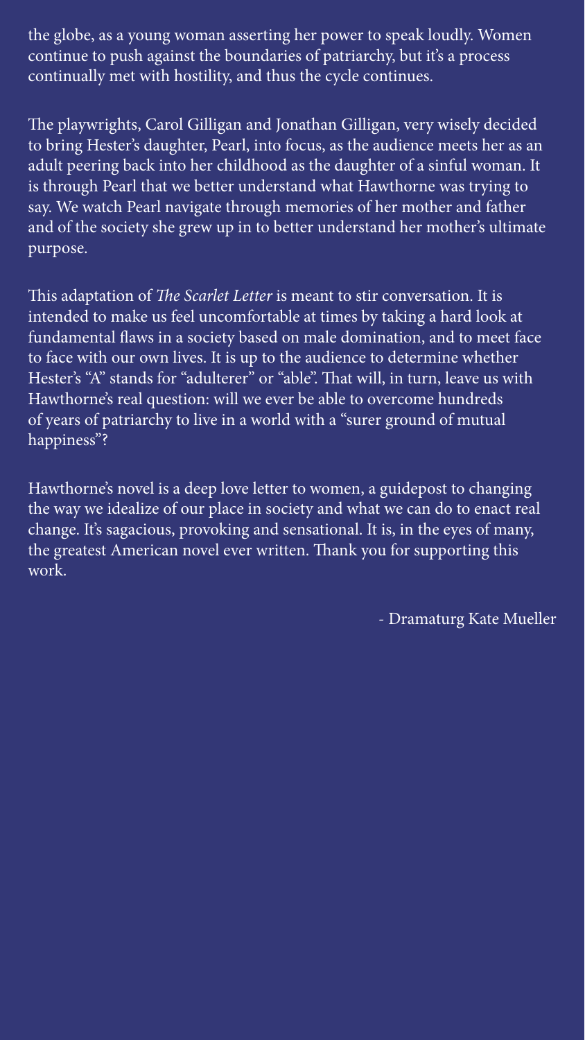the globe, as a young woman asserting her power to speak loudly. Women continue to push against the boundaries of patriarchy, but it's a process continually met with hostility, and thus the cycle continues.

The playwrights, Carol Gilligan and Jonathan Gilligan, very wisely decided to bring Hester's daughter, Pearl, into focus, as the audience meets her as an adult peering back into her childhood as the daughter of a sinful woman. It is through Pearl that we better understand what Hawthorne was trying to say. We watch Pearl navigate through memories of her mother and father and of the society she grew up in to better understand her mother's ultimate purpose.

This adaptation of *The Scarlet Letter* is meant to stir conversation. It is intended to make us feel uncomfortable at times by taking a hard look at fundamental flaws in a society based on male domination, and to meet face to face with our own lives. It is up to the audience to determine whether Hester's "A" stands for "adulterer" or "able". That will, in turn, leave us with Hawthorne's real question: will we ever be able to overcome hundreds of years of patriarchy to live in a world with a "surer ground of mutual happiness"?

Hawthorne's novel is a deep love letter to women, a guidepost to changing the way we idealize of our place in society and what we can do to enact real change. It's sagacious, provoking and sensational. It is, in the eyes of many, the greatest American novel ever written. Thank you for supporting this work.

- Dramaturg Kate Mueller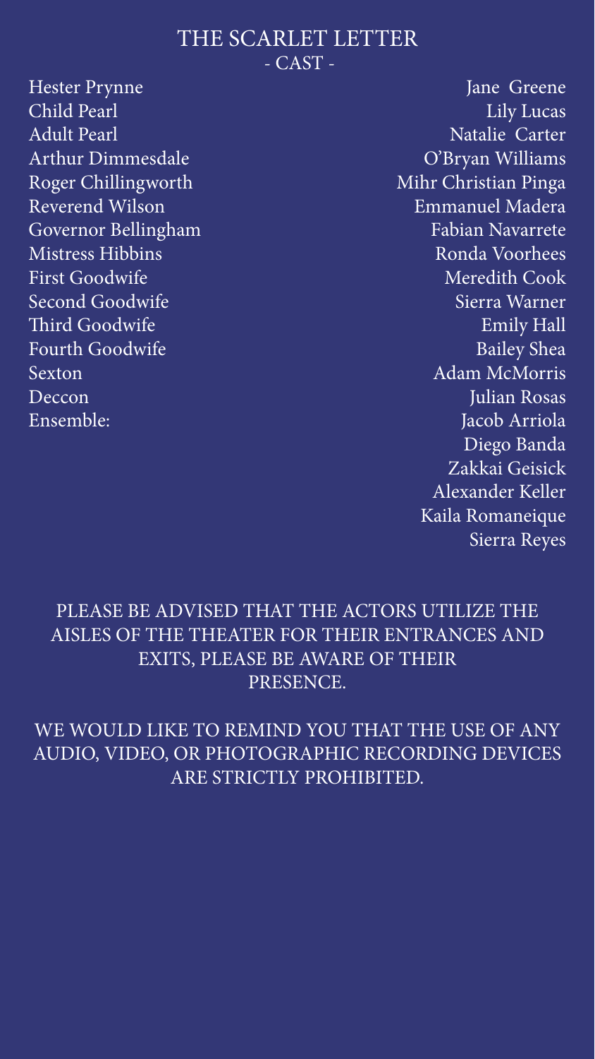# THE SCARLET LETTER

## - CAST -

| Role | Actor |
| --- | --- |
| Hester Prynne | Jane Greene |
| Child Pearl | Lily Lucas |
| Adult Pearl | Natalie Carter |
| Arthur Dimmesdale | O'Bryan Williams |
| Roger Chillingworth | Mihr Christian Pinga |
| Reverend Wilson | Emmanuel Madera |
| Governor Bellingham | Fabian Navarrete |
| Mistress Hibbins | Ronda Voorhees |
| First Goodwife | Meredith Cook |
| Second Goodwife | Sierra Warner |
| Third Goodwife | Emily Hall |
| Fourth Goodwife | Bailey Shea |
| Sexton | Adam McMorris |
| Deccon | Julian Rosas |
| Ensemble: | Jacob Arriola |
| | Diego Banda |
| | Zakkai Geisick |
| | Alexander Keller |
| | Kaila Romaneique |
| | Sierra Reyes |

PLEASE BE ADVISED THAT THE ACTORS UTILIZE THE AISLES OF THE THEATER FOR THEIR ENTRANCES AND EXITS, PLEASE BE AWARE OF THEIR PRESENCE.

WE WOULD LIKE TO REMIND YOU THAT THE USE OF ANY AUDIO, VIDEO, OR PHOTOGRAPHIC RECORDING DEVICES ARE STRICTLY PROHIBITED.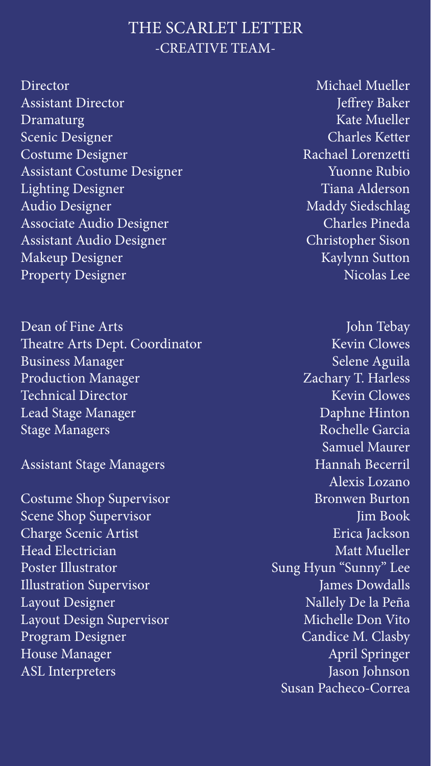# THE SCARLET LETTER

## -CREATIVE TEAM-

| | |
|---|---|
| Director | Michael Mueller |
| Assistant Director | Jeffrey Baker |
| Dramaturg | Kate Mueller |
| Scenic Designer | Charles Ketter |
| Costume Designer | Rachael Lorenzetti |
| Assistant Costume Designer | Yuonne Rubio |
| Lighting Designer | Tiana Alderson |
| Audio Designer | Maddy Siedschlag |
| Associate Audio Designer | Charles Pineda |
| Assistant Audio Designer | Christopher Sison |
| Makeup Designer | Kaylynn Sutton |
| Property Designer | Nicolas Lee |

| | |
|---|---|
| Dean of Fine Arts | John Tebay |
| Theatre Arts Dept. Coordinator | Kevin Clowes |
| Business Manager | Selene Aguila |
| Production Manager | Zachary T. Harless |
| Technical Director | Kevin Clowes |
| Lead Stage Manager | Daphne Hinton |
| Stage Managers | Rochelle Garcia |
| | Samuel Maurer |
| Assistant Stage Managers | Hannah Becerril |
| | Alexis Lozano |
| Costume Shop Supervisor | Bronwen Burton |
| Scene Shop Supervisor | Jim Book |
| Charge Scenic Artist | Erica Jackson |
| Head Electrician | Matt Mueller |
| Poster Illustrator | Sung Hyun "Sunny" Lee |
| Illustration Supervisor | James Dowdalls |
| Layout Designer | Nallely De la Peña |
| Layout Design Supervisor | Michelle Don Vito |
| Program Designer | Candice M. Clasby |
| House Manager | April Springer |
| ASL Interpreters | Jason Johnson |
| | Susan Pacheco-Correa |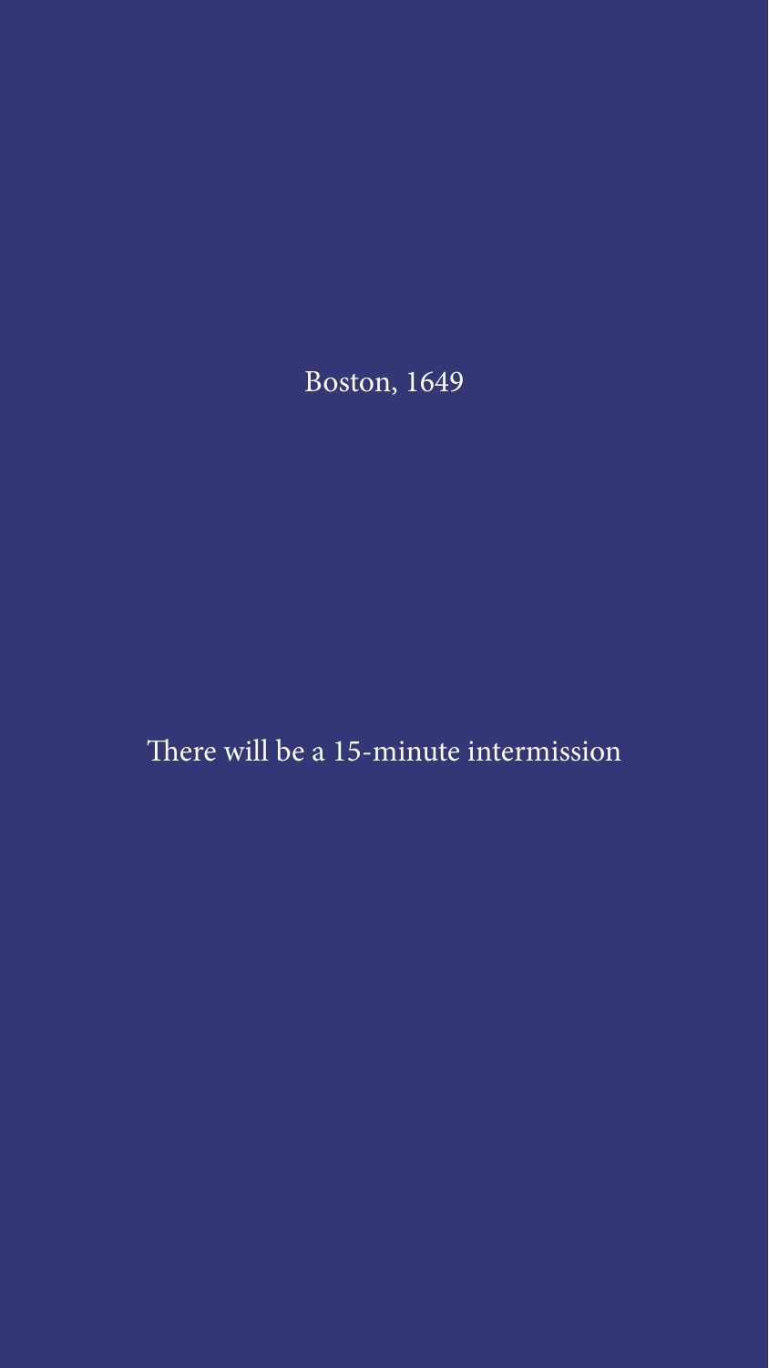Boston, 1649

There will be a 15-minute intermission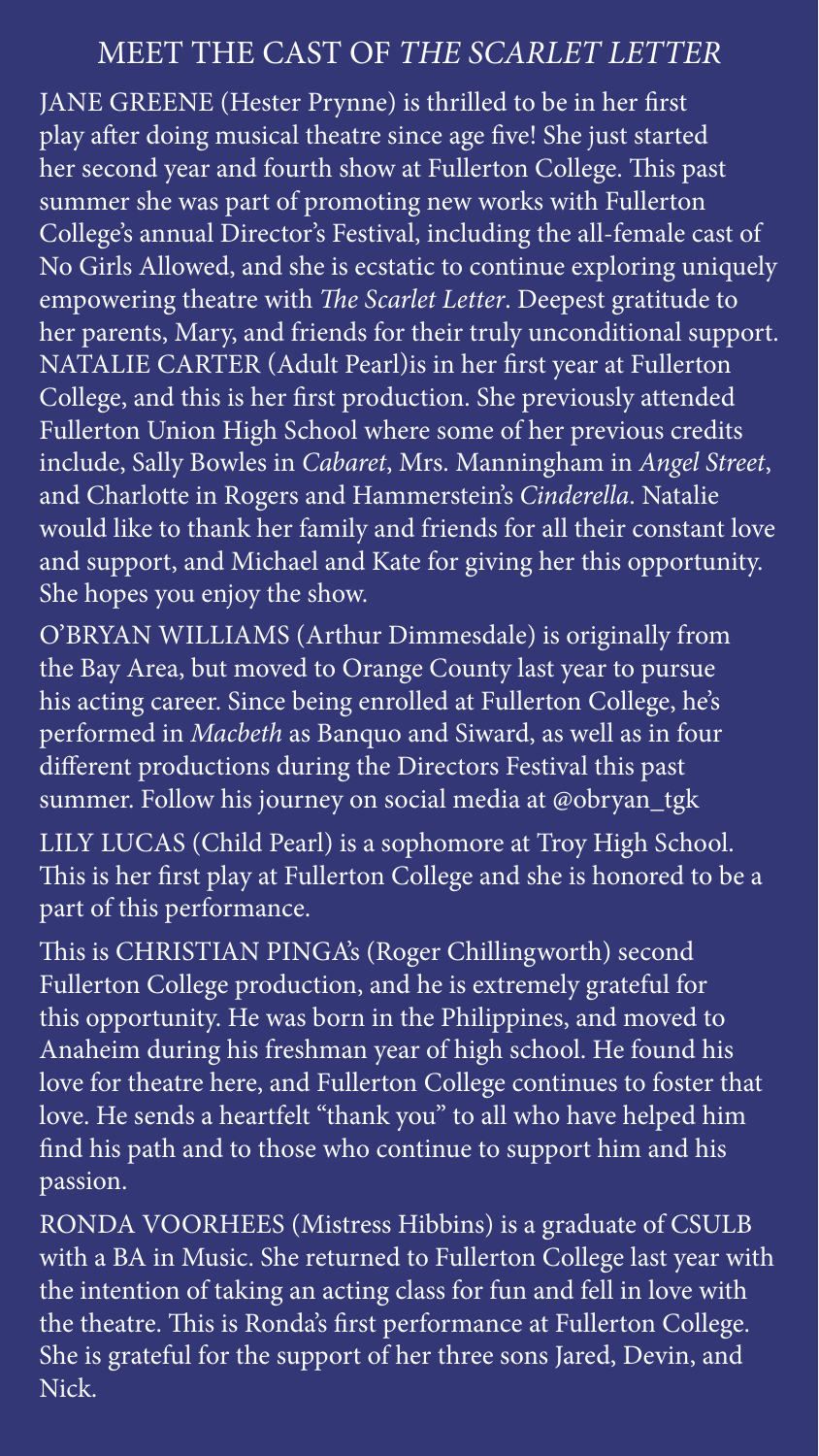# MEET THE CAST OF *THE SCARLET LETTER*

JANE GREENE (Hester Prynne) is thrilled to be in her first play after doing musical theatre since age five! She just started her second year and fourth show at Fullerton College. This past summer she was part of promoting new works with Fullerton College's annual Director's Festival, including the all-female cast of No Girls Allowed, and she is ecstatic to continue exploring uniquely empowering theatre with *The Scarlet Letter*. Deepest gratitude to her parents, Mary, and friends for their truly unconditional support. NATALIE CARTER (Adult Pearl)is in her first year at Fullerton College, and this is her first production. She previously attended Fullerton Union High School where some of her previous credits include, Sally Bowles in *Cabaret*, Mrs. Manningham in *Angel Street*, and Charlotte in Rogers and Hammerstein's *Cinderella*. Natalie would like to thank her family and friends for all their constant love and support, and Michael and Kate for giving her this opportunity. She hopes you enjoy the show.

O'BRYAN WILLIAMS (Arthur Dimmesdale) is originally from the Bay Area, but moved to Orange County last year to pursue his acting career. Since being enrolled at Fullerton College, he's performed in *Macbeth* as Banquo and Siward, as well as in four different productions during the Directors Festival this past summer. Follow his journey on social media at @obryan_tgk

LILY LUCAS (Child Pearl) is a sophomore at Troy High School. This is her first play at Fullerton College and she is honored to be a part of this performance.

This is CHRISTIAN PINGA's (Roger Chillingworth) second Fullerton College production, and he is extremely grateful for this opportunity. He was born in the Philippines, and moved to Anaheim during his freshman year of high school. He found his love for theatre here, and Fullerton College continues to foster that love. He sends a heartfelt "thank you" to all who have helped him find his path and to those who continue to support him and his passion.

RONDA VOORHEES (Mistress Hibbins) is a graduate of CSULB with a BA in Music. She returned to Fullerton College last year with the intention of taking an acting class for fun and fell in love with the theatre. This is Ronda's first performance at Fullerton College. She is grateful for the support of her three sons Jared, Devin, and Nick.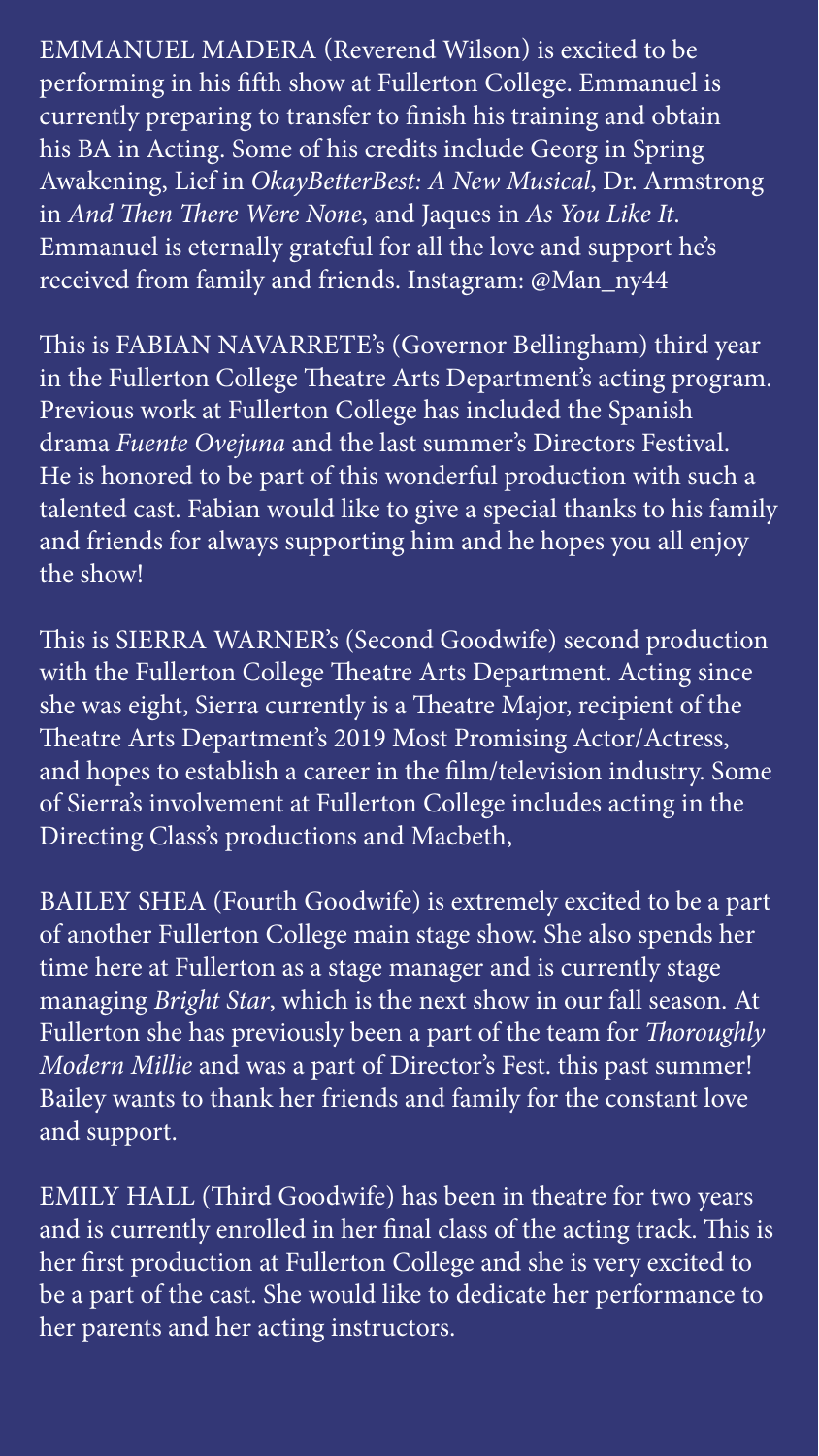EMMANUEL MADERA (Reverend Wilson) is excited to be performing in his fifth show at Fullerton College. Emmanuel is currently preparing to transfer to finish his training and obtain his BA in Acting. Some of his credits include Georg in Spring Awakening, Lief in *OkayBetterBest: A New Musical*, Dr. Armstrong in *And Then There Were None*, and Jaques in *As You Like It*. Emmanuel is eternally grateful for all the love and support he's received from family and friends. Instagram: @Man_ny44

This is FABIAN NAVARRETE's (Governor Bellingham) third year in the Fullerton College Theatre Arts Department's acting program. Previous work at Fullerton College has included the Spanish drama *Fuente Ovejuna* and the last summer's Directors Festival. He is honored to be part of this wonderful production with such a talented cast. Fabian would like to give a special thanks to his family and friends for always supporting him and he hopes you all enjoy the show!

This is SIERRA WARNER's (Second Goodwife) second production with the Fullerton College Theatre Arts Department. Acting since she was eight, Sierra currently is a Theatre Major, recipient of the Theatre Arts Department's 2019 Most Promising Actor/Actress, and hopes to establish a career in the film/television industry. Some of Sierra's involvement at Fullerton College includes acting in the Directing Class's productions and Macbeth,

BAILEY SHEA (Fourth Goodwife) is extremely excited to be a part of another Fullerton College main stage show. She also spends her time here at Fullerton as a stage manager and is currently stage managing *Bright Star*, which is the next show in our fall season. At Fullerton she has previously been a part of the team for *Thoroughly Modern Millie* and was a part of Director's Fest. this past summer! Bailey wants to thank her friends and family for the constant love and support.

EMILY HALL (Third Goodwife) has been in theatre for two years and is currently enrolled in her final class of the acting track. This is her first production at Fullerton College and she is very excited to be a part of the cast. She would like to dedicate her performance to her parents and her acting instructors.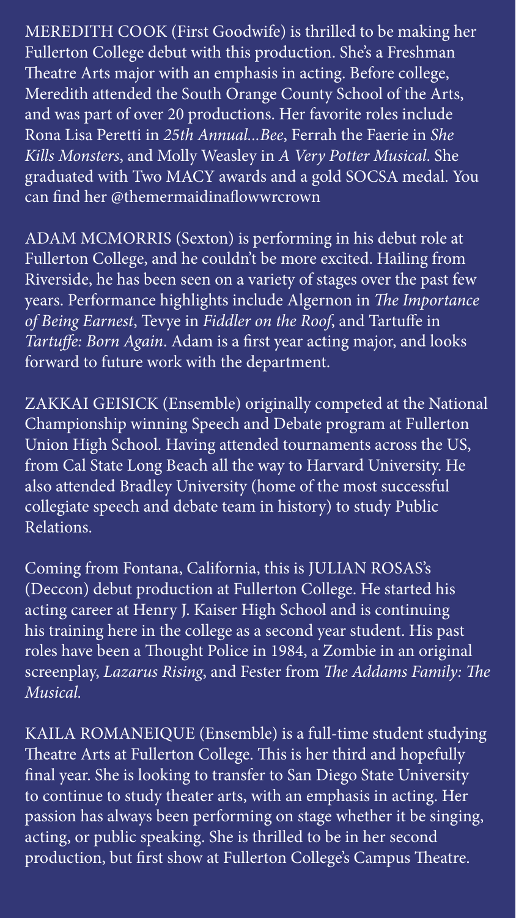MEREDITH COOK (First Goodwife) is thrilled to be making her Fullerton College debut with this production. She's a Freshman Theatre Arts major with an emphasis in acting. Before college, Meredith attended the South Orange County School of the Arts, and was part of over 20 productions. Her favorite roles include Rona Lisa Peretti in *25th Annual...Bee*, Ferrah the Faerie in *She Kills Monsters*, and Molly Weasley in *A Very Potter Musical*. She graduated with Two MACY awards and a gold SOCSA medal. You can find her @themermaidinaflowwrcrown

ADAM MCMORRIS (Sexton) is performing in his debut role at Fullerton College, and he couldn't be more excited. Hailing from Riverside, he has been seen on a variety of stages over the past few years. Performance highlights include Algernon in *The Importance of Being Earnest*, Tevye in *Fiddler on the Roof*, and Tartuffe in *Tartuffe: Born Again*. Adam is a first year acting major, and looks forward to future work with the department.

ZAKKAI GEISICK (Ensemble) originally competed at the National Championship winning Speech and Debate program at Fullerton Union High School. Having attended tournaments across the US, from Cal State Long Beach all the way to Harvard University. He also attended Bradley University (home of the most successful collegiate speech and debate team in history) to study Public Relations.

Coming from Fontana, California, this is JULIAN ROSAS's (Deccon) debut production at Fullerton College. He started his acting career at Henry J. Kaiser High School and is continuing his training here in the college as a second year student. His past roles have been a Thought Police in 1984, a Zombie in an original screenplay, *Lazarus Rising*, and Fester from *The Addams Family: The Musical*.

KAILA ROMANEIQUE (Ensemble) is a full-time student studying Theatre Arts at Fullerton College. This is her third and hopefully final year. She is looking to transfer to San Diego State University to continue to study theater arts, with an emphasis in acting. Her passion has always been performing on stage whether it be singing, acting, or public speaking. She is thrilled to be in her second production, but first show at Fullerton College's Campus Theatre.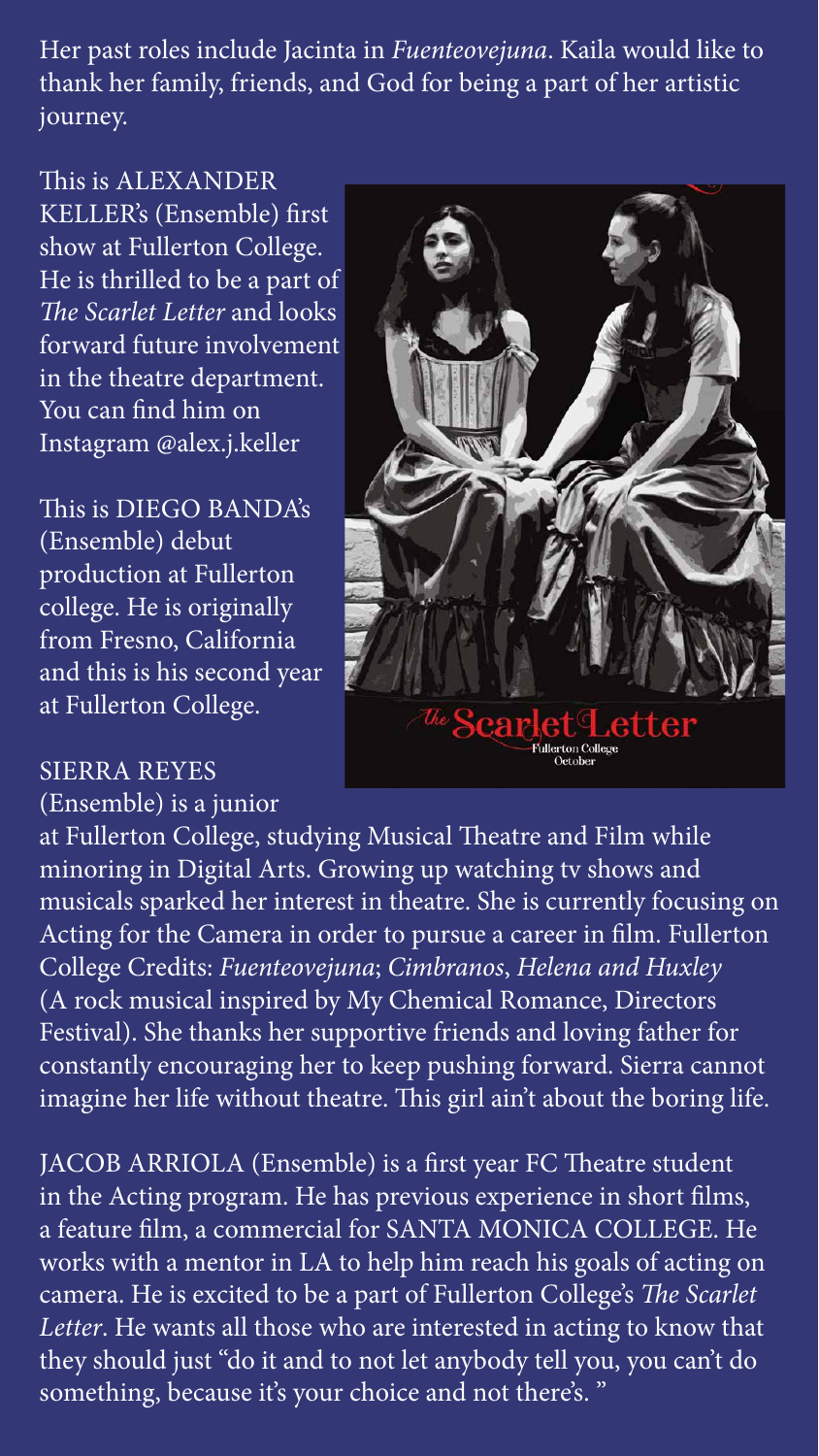Her past roles include Jacinta in *Fuenteovejuna*. Kaila would like to thank her family, friends, and God for being a part of her artistic journey.

This is ALEXANDER KELLER's (Ensemble) first show at Fullerton College. He is thrilled to be a part of *The Scarlet Letter* and looks forward future involvement in the theatre department. You can find him on Instagram @alex.j.keller

This is DIEGO BANDA's (Ensemble) debut production at Fullerton college. He is originally from Fresno, California and this is his second year at Fullerton College.

SIERRA REYES (Ensemble) is a junior at Fullerton College, studying Musical Theatre and Film while minoring in Digital Arts. Growing up watching tv shows and musicals sparked her interest in theatre. She is currently focusing on Acting for the Camera in order to pursue a career in film. Fullerton College Credits: *Fuenteovejuna*; *Cimbranos*, *Helena and Huxley* (A rock musical inspired by My Chemical Romance, Directors Festival). She thanks her supportive friends and loving father for constantly encouraging her to keep pushing forward. Sierra cannot imagine her life without theatre. This girl ain't about the boring life.

JACOB ARRIOLA (Ensemble) is a first year FC Theatre student in the Acting program. He has previous experience in short films, a feature film, a commercial for SANTA MONICA COLLEGE. He works with a mentor in LA to help him reach his goals of acting on camera. He is excited to be a part of Fullerton College's *The Scarlet Letter*. He wants all those who are interested in acting to know that they should just "do it and to not let anybody tell you, you can't do something, because it's your choice and not there's. "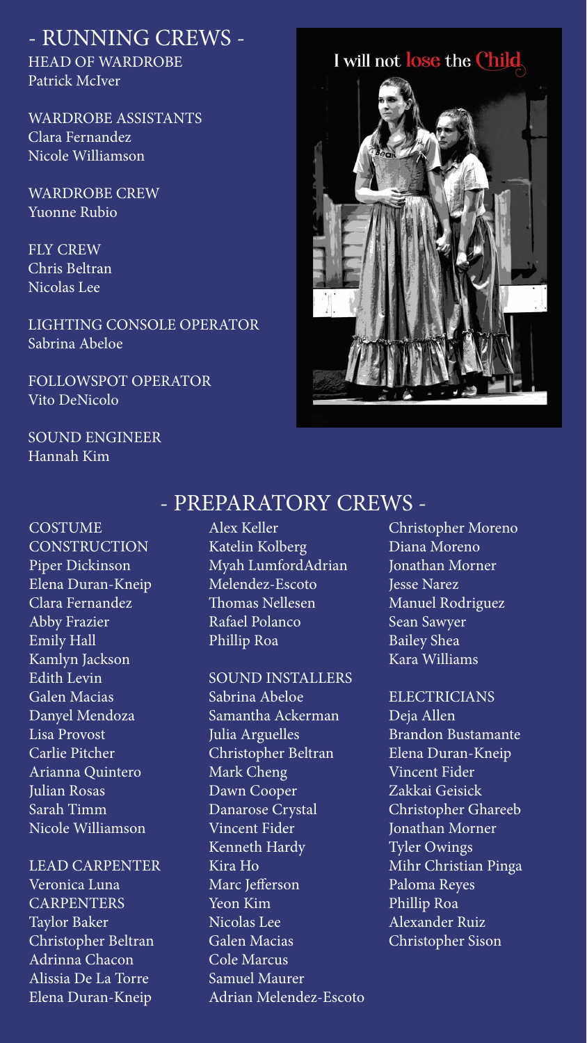## - RUNNING CREWS -

HEAD OF WARDROBE
Patrick McIver

WARDROBE ASSISTANTS
Clara Fernandez
Nicole Williamson

WARDROBE CREW
Yuonne Rubio

FLY CREW
Chris Beltran
Nicolas Lee

LIGHTING CONSOLE OPERATOR
Sabrina Abeloe

FOLLOWSPOT OPERATOR
Vito DeNicolo

SOUND ENGINEER
Hannah Kim

I will not lose the Child

## - PREPARATORY CREWS -

COSTUME CONSTRUCTION
Piper Dickinson
Elena Duran-Kneip
Clara Fernandez
Abby Frazier
Emily Hall
Kamlyn Jackson
Edith Levin
Galen Macias
Danyel Mendoza
Lisa Provost
Carlie Pitcher
Arianna Quintero
Julian Rosas
Sarah Timm
Nicole Williamson

LEAD CARPENTER
Veronica Luna

CARPENTERS
Taylor Baker
Christopher Beltran
Adrinna Chacon
Alissia De La Torre
Elena Duran-Kneip
Alex Keller
Katelin Kolberg
Myah LumfordAdrian
Melendez-Escoto
Thomas Nellesen
Rafael Polanco
Phillip Roa

SOUND INSTALLERS
Sabrina Abeloe
Samantha Ackerman
Julia Arguelles
Christopher Beltran
Mark Cheng
Dawn Cooper
Danarose Crystal
Vincent Fider
Kenneth Hardy
Kira Ho
Marc Jefferson
Yeon Kim
Nicolas Lee
Galen Macias
Cole Marcus
Samuel Maurer
Adrian Melendez-Escoto
Christopher Moreno
Diana Moreno
Jonathan Morner
Jesse Narez
Manuel Rodriguez
Sean Sawyer
Bailey Shea
Kara Williams

ELECTRICIANS
Deja Allen
Brandon Bustamante
Elena Duran-Kneip
Vincent Fider
Zakkai Geisick
Christopher Ghareeb
Jonathan Morner
Tyler Owings
Mihr Christian Pinga
Paloma Reyes
Phillip Roa
Alexander Ruiz
Christopher Sison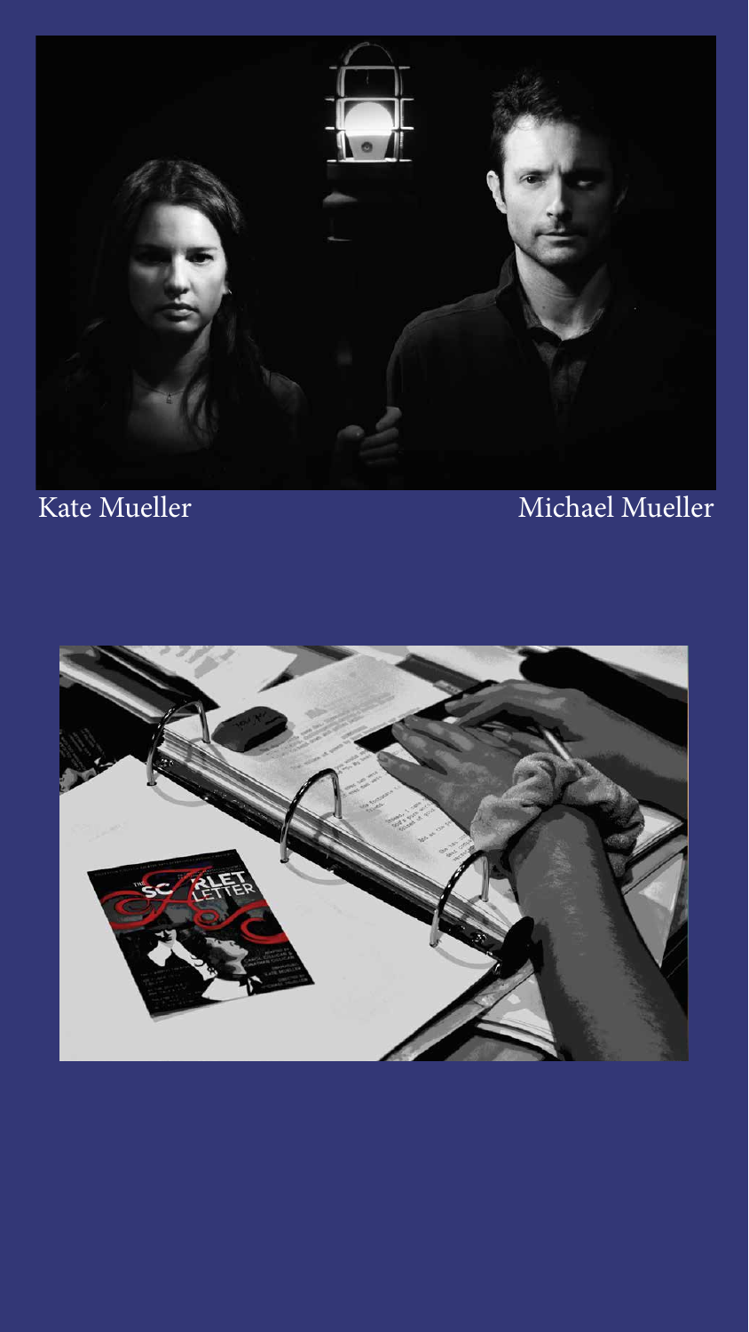Kate Mueller

Michael Mueller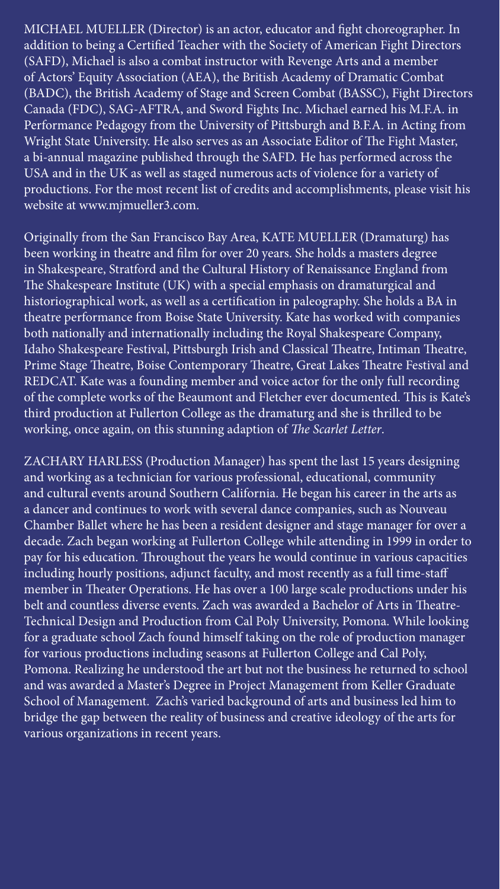MICHAEL MUELLER (Director) is an actor, educator and fight choreographer. In addition to being a Certified Teacher with the Society of American Fight Directors (SAFD), Michael is also a combat instructor with Revenge Arts and a member of Actors' Equity Association (AEA), the British Academy of Dramatic Combat (BADC), the British Academy of Stage and Screen Combat (BASSC), Fight Directors Canada (FDC), SAG-AFTRA, and Sword Fights Inc. Michael earned his M.F.A. in Performance Pedagogy from the University of Pittsburgh and B.F.A. in Acting from Wright State University. He also serves as an Associate Editor of The Fight Master, a bi-annual magazine published through the SAFD. He has performed across the USA and in the UK as well as staged numerous acts of violence for a variety of productions. For the most recent list of credits and accomplishments, please visit his website at www.mjmueller3.com.

Originally from the San Francisco Bay Area, KATE MUELLER (Dramaturg) has been working in theatre and film for over 20 years. She holds a masters degree in Shakespeare, Stratford and the Cultural History of Renaissance England from The Shakespeare Institute (UK) with a special emphasis on dramaturgical and historiographical work, as well as a certification in paleography. She holds a BA in theatre performance from Boise State University. Kate has worked with companies both nationally and internationally including the Royal Shakespeare Company, Idaho Shakespeare Festival, Pittsburgh Irish and Classical Theatre, Intiman Theatre, Prime Stage Theatre, Boise Contemporary Theatre, Great Lakes Theatre Festival and REDCAT. Kate was a founding member and voice actor for the only full recording of the complete works of the Beaumont and Fletcher ever documented. This is Kate's third production at Fullerton College as the dramaturg and she is thrilled to be working, once again, on this stunning adaption of *The Scarlet Letter*.

ZACHARY HARLESS (Production Manager) has spent the last 15 years designing and working as a technician for various professional, educational, community and cultural events around Southern California. He began his career in the arts as a dancer and continues to work with several dance companies, such as Nouveau Chamber Ballet where he has been a resident designer and stage manager for over a decade. Zach began working at Fullerton College while attending in 1999 in order to pay for his education. Throughout the years he would continue in various capacities including hourly positions, adjunct faculty, and most recently as a full time-staff member in Theater Operations. He has over a 100 large scale productions under his belt and countless diverse events. Zach was awarded a Bachelor of Arts in Theatre-Technical Design and Production from Cal Poly University, Pomona. While looking for a graduate school Zach found himself taking on the role of production manager for various productions including seasons at Fullerton College and Cal Poly, Pomona. Realizing he understood the art but not the business he returned to school and was awarded a Master's Degree in Project Management from Keller Graduate School of Management. Zach's varied background of arts and business led him to bridge the gap between the reality of business and creative ideology of the arts for various organizations in recent years.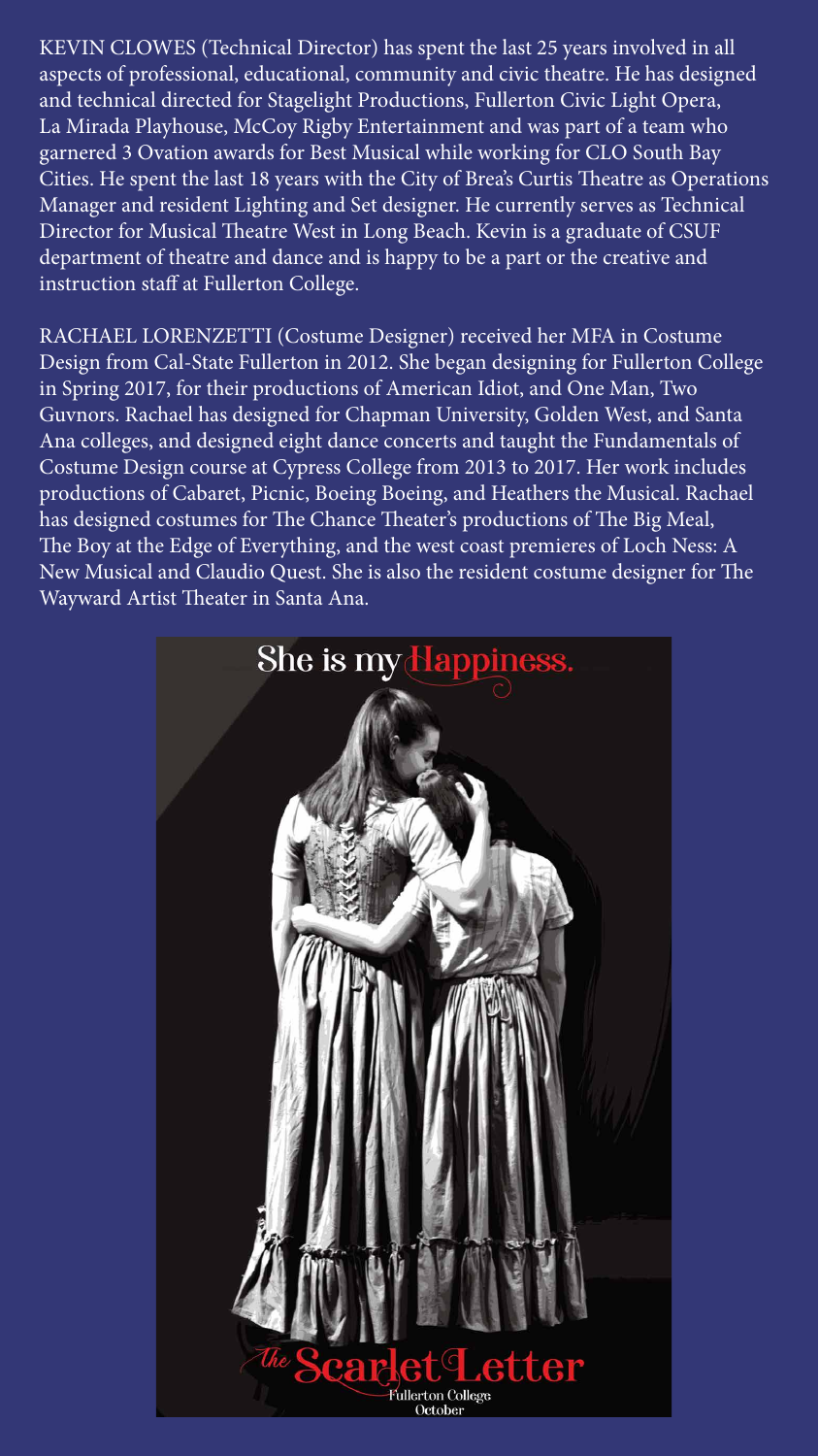KEVIN CLOWES (Technical Director) has spent the last 25 years involved in all aspects of professional, educational, community and civic theatre. He has designed and technical directed for Stagelight Productions, Fullerton Civic Light Opera, La Mirada Playhouse, McCoy Rigby Entertainment and was part of a team who garnered 3 Ovation awards for Best Musical while working for CLO South Bay Cities. He spent the last 18 years with the City of Brea's Curtis Theatre as Operations Manager and resident Lighting and Set designer. He currently serves as Technical Director for Musical Theatre West in Long Beach. Kevin is a graduate of CSUF department of theatre and dance and is happy to be a part or the creative and instruction staff at Fullerton College.

RACHAEL LORENZETTI (Costume Designer) received her MFA in Costume Design from Cal-State Fullerton in 2012. She began designing for Fullerton College in Spring 2017, for their productions of American Idiot, and One Man, Two Guvnors. Rachael has designed for Chapman University, Golden West, and Santa Ana colleges, and designed eight dance concerts and taught the Fundamentals of Costume Design course at Cypress College from 2013 to 2017. Her work includes productions of Cabaret, Picnic, Boeing Boeing, and Heathers the Musical. Rachael has designed costumes for The Chance Theater's productions of The Big Meal, The Boy at the Edge of Everything, and the west coast premieres of Loch Ness: A New Musical and Claudio Quest. She is also the resident costume designer for The Wayward Artist Theater in Santa Ana.

She is my Happiness.

The Scarlet Letter

Fullerton College
October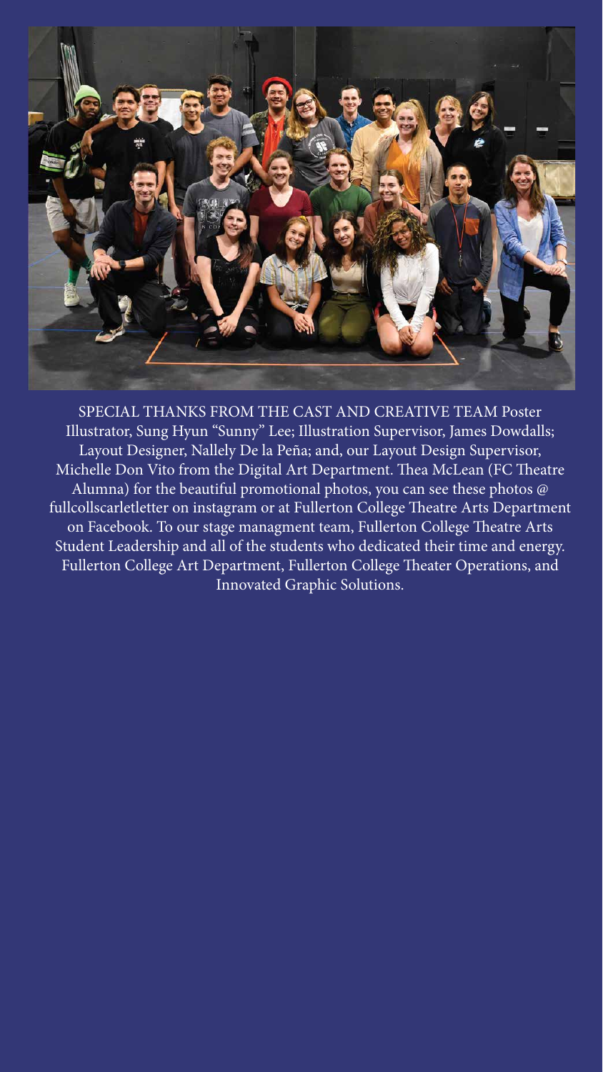SPECIAL THANKS FROM THE CAST AND CREATIVE TEAM Poster Illustrator, Sung Hyun "Sunny" Lee; Illustration Supervisor, James Dowdalls; Layout Designer, Nallely De la Peña; and, our Layout Design Supervisor, Michelle Don Vito from the Digital Art Department. Thea McLean (FC Theatre Alumna) for the beautiful promotional photos, you can see these photos @ fullcollscarletletter on instagram or at Fullerton College Theatre Arts Department on Facebook. To our stage managment team, Fullerton College Theatre Arts Student Leadership and all of the students who dedicated their time and energy. Fullerton College Art Department, Fullerton College Theater Operations, and Innovated Graphic Solutions.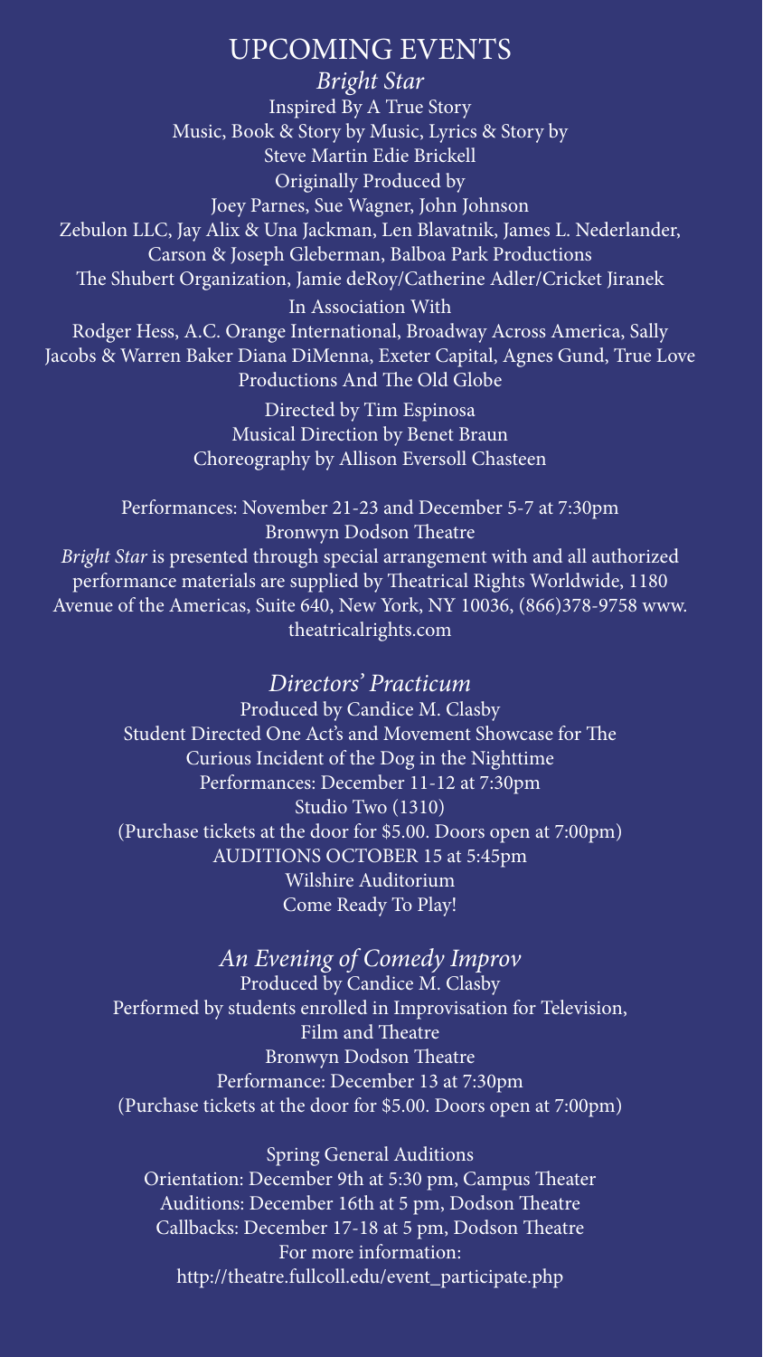# UPCOMING EVENTS

## *Bright Star*

Inspired By A True Story

Music, Book & Story by Music, Lyrics & Story by

Steve Martin Edie Brickell

Originally Produced by

Joey Parnes, Sue Wagner, John Johnson

Zebulon LLC, Jay Alix & Una Jackman, Len Blavatnik, James L. Nederlander, Carson & Joseph Gleberman, Balboa Park Productions

The Shubert Organization, Jamie deRoy/Catherine Adler/Cricket Jiranek

In Association With

Rodger Hess, A.C. Orange International, Broadway Across America, Sally Jacobs & Warren Baker Diana DiMenna, Exeter Capital, Agnes Gund, True Love Productions And The Old Globe

Directed by Tim Espinosa

Musical Direction by Benet Braun

Choreography by Allison Eversoll Chasteen

Performances: November 21-23 and December 5-7 at 7:30pm

Bronwyn Dodson Theatre

*Bright Star* is presented through special arrangement with and all authorized performance materials are supplied by Theatrical Rights Worldwide, 1180 Avenue of the Americas, Suite 640, New York, NY 10036, (866)378-9758 www.theatricalrights.com

## *Directors' Practicum*

Produced by Candice M. Clasby

Student Directed One Act's and Movement Showcase for The Curious Incident of the Dog in the Nighttime

Performances: December 11-12 at 7:30pm

Studio Two (1310)

(Purchase tickets at the door for $5.00. Doors open at 7:00pm)

AUDITIONS OCTOBER 15 at 5:45pm

Wilshire Auditorium

Come Ready To Play!

## *An Evening of Comedy Improv*

Produced by Candice M. Clasby

Performed by students enrolled in Improvisation for Television, Film and Theatre

Bronwyn Dodson Theatre

Performance: December 13 at 7:30pm

(Purchase tickets at the door for $5.00. Doors open at 7:00pm)

Spring General Auditions

Orientation: December 9th at 5:30 pm, Campus Theater

Auditions: December 16th at 5 pm, Dodson Theatre

Callbacks: December 17-18 at 5 pm, Dodson Theatre

For more information:

http://theatre.fullcoll.edu/event_participate.php